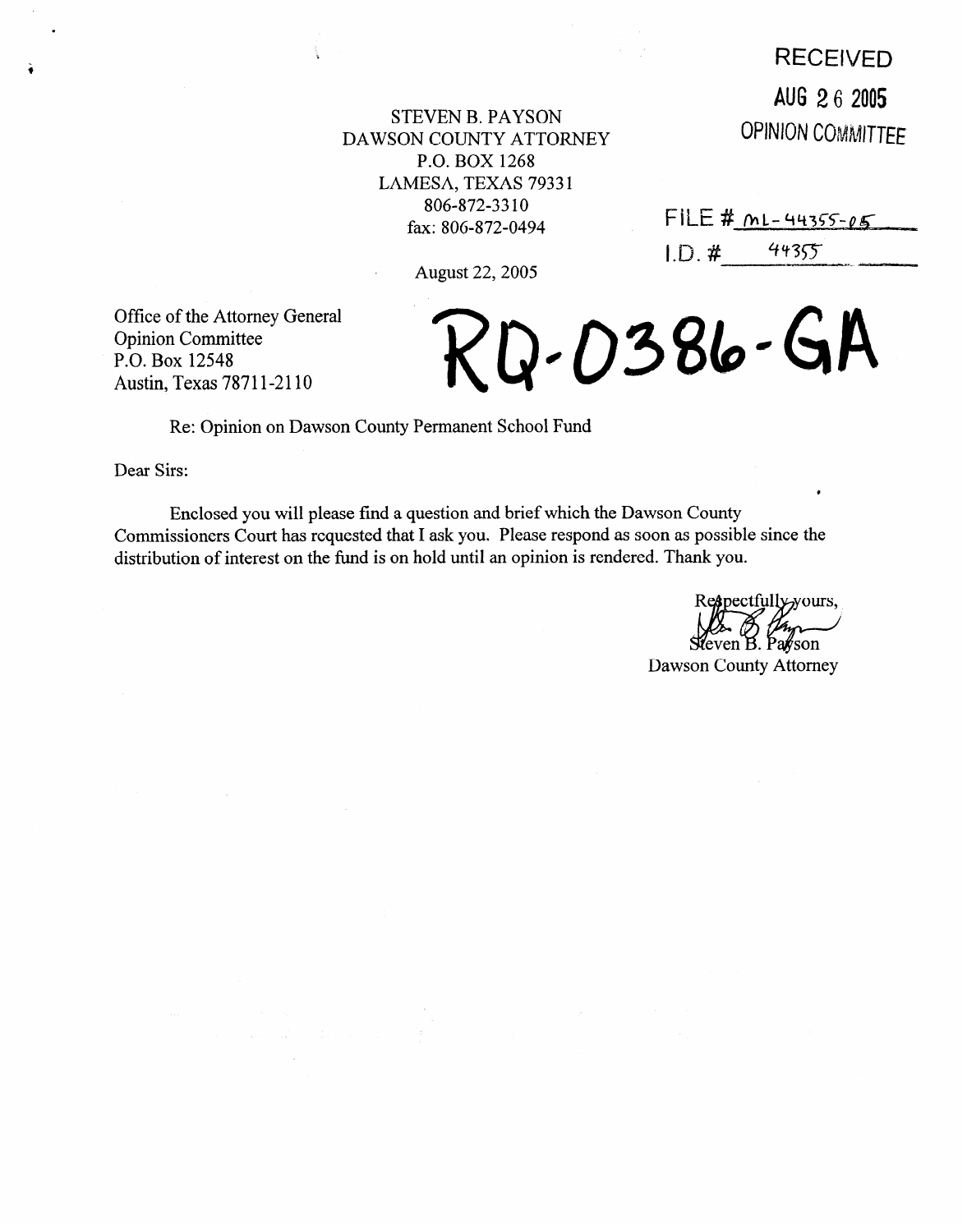RECEIVED

AUG 26 2005

OPINION COMMITTEE

STEVEN B. PAYSON
DAWSON COUNTY ATTORNEY
P.O. BOX 1268
LAMESA, TEXAS 79331
806-872-3310
fax: 806-872-0494

FILE # ML-44355-05

I.D. # 44355

August 22, 2005

Office of the Attorney General
Opinion Committee
P.O. Box 12548
Austin, Texas 78711-2110

**RQ-0386-GA**

Re: Opinion on Dawson County Permanent School Fund

Dear Sirs:

Enclosed you will please find a question and brief which the Dawson County Commissioners Court has requested that I ask you. Please respond as soon as possible since the distribution of interest on the fund is on hold until an opinion is rendered. Thank you.

Respectfully yours,

Steven B. Payson
Dawson County Attorney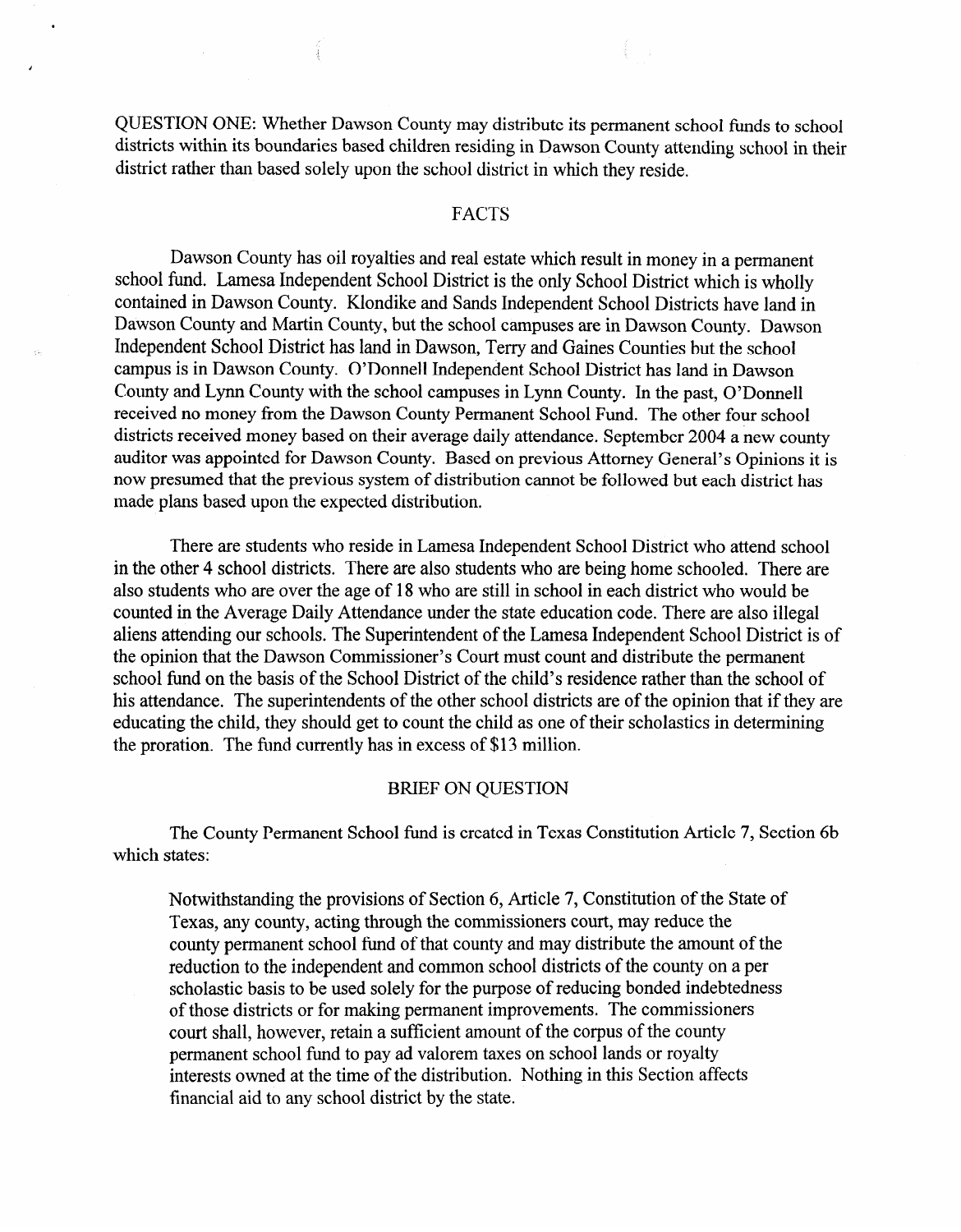QUESTION ONE: Whether Dawson County may distribute its permanent school funds to school districts within its boundaries based children residing in Dawson County attending school in their district rather than based solely upon the school district in which they reside.

## FACTS

Dawson County has oil royalties and real estate which result in money in a permanent school fund. Lamesa Independent School District is the only School District which is wholly contained in Dawson County. Klondike and Sands Independent School Districts have land in Dawson County and Martin County, but the school campuses are in Dawson County. Dawson Independent School District has land in Dawson, Terry and Gaines Counties but the school campus is in Dawson County. O'Donnell Independent School District has land in Dawson County and Lynn County with the school campuses in Lynn County. In the past, O'Donnell received no money from the Dawson County Permanent School Fund. The other four school districts received money based on their average daily attendance. September 2004 a new county auditor was appointed for Dawson County. Based on previous Attorney General's Opinions it is now presumed that the previous system of distribution cannot be followed but each district has made plans based upon the expected distribution.

There are students who reside in Lamesa Independent School District who attend school in the other 4 school districts. There are also students who are being home schooled. There are also students who are over the age of 18 who are still in school in each district who would be counted in the Average Daily Attendance under the state education code. There are also illegal aliens attending our schools. The Superintendent of the Lamesa Independent School District is of the opinion that the Dawson Commissioner's Court must count and distribute the permanent school fund on the basis of the School District of the child's residence rather than the school of his attendance. The superintendents of the other school districts are of the opinion that if they are educating the child, they should get to count the child as one of their scholastics in determining the proration. The fund currently has in excess of $13 million.

## BRIEF ON QUESTION

The County Permanent School fund is created in Texas Constitution Article 7, Section 6b which states:

> Notwithstanding the provisions of Section 6, Article 7, Constitution of the State of Texas, any county, acting through the commissioners court, may reduce the county permanent school fund of that county and may distribute the amount of the reduction to the independent and common school districts of the county on a per scholastic basis to be used solely for the purpose of reducing bonded indebtedness of those districts or for making permanent improvements. The commissioners court shall, however, retain a sufficient amount of the corpus of the county permanent school fund to pay ad valorem taxes on school lands or royalty interests owned at the time of the distribution. Nothing in this Section affects financial aid to any school district by the state.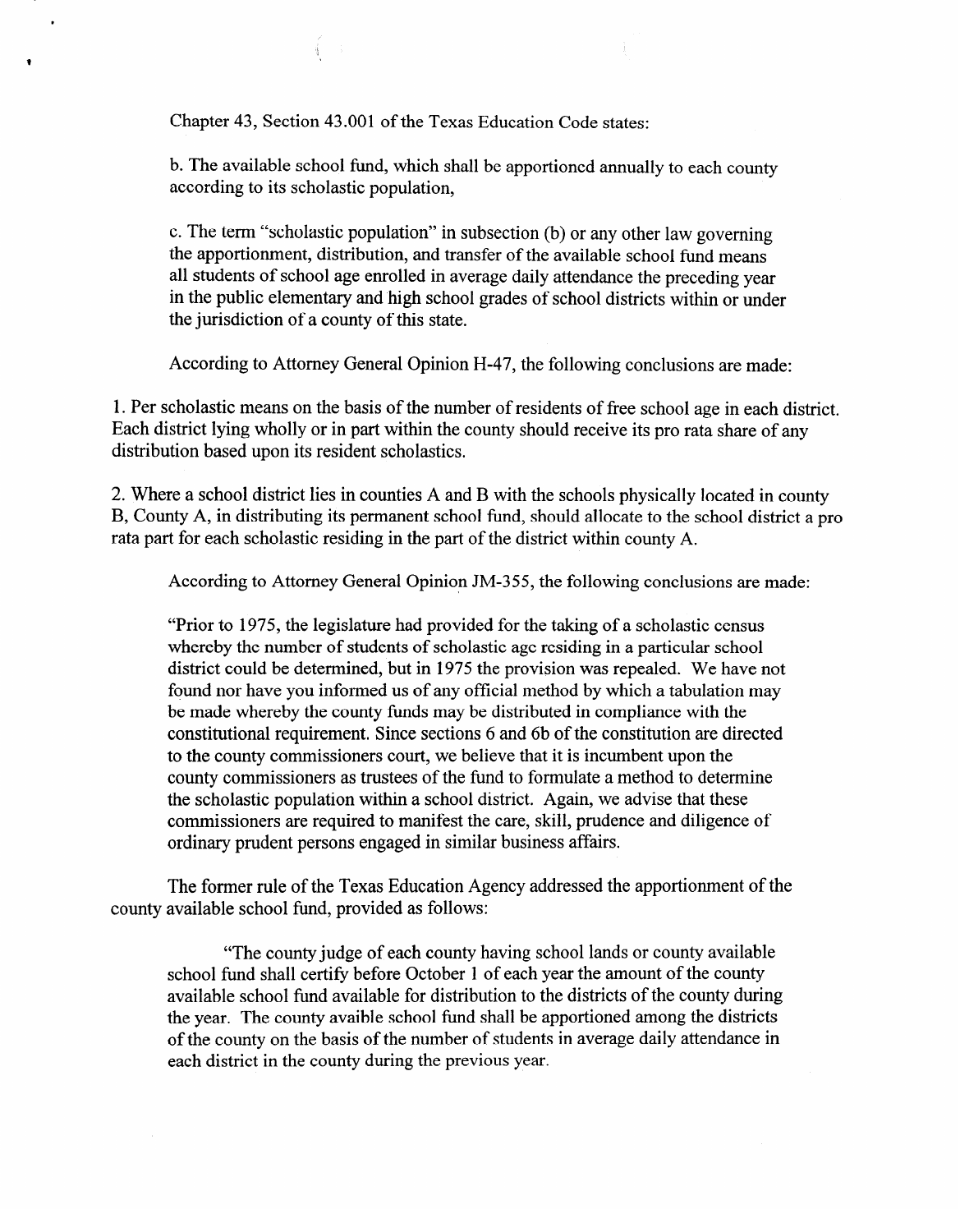Chapter 43, Section 43.001 of the Texas Education Code states:

b. The available school fund, which shall be apportioned annually to each county according to its scholastic population,

c. The term "scholastic population" in subsection (b) or any other law governing the apportionment, distribution, and transfer of the available school fund means all students of school age enrolled in average daily attendance the preceding year in the public elementary and high school grades of school districts within or under the jurisdiction of a county of this state.

According to Attorney General Opinion H-47, the following conclusions are made:

1. Per scholastic means on the basis of the number of residents of free school age in each district. Each district lying wholly or in part within the county should receive its pro rata share of any distribution based upon its resident scholastics.

2. Where a school district lies in counties A and B with the schools physically located in county B, County A, in distributing its permanent school fund, should allocate to the school district a pro rata part for each scholastic residing in the part of the district within county A.

According to Attorney General Opinion JM-355, the following conclusions are made:

"Prior to 1975, the legislature had provided for the taking of a scholastic census whereby the number of students of scholastic age residing in a particular school district could be determined, but in 1975 the provision was repealed. We have not found nor have you informed us of any official method by which a tabulation may be made whereby the county funds may be distributed in compliance with the constitutional requirement. Since sections 6 and 6b of the constitution are directed to the county commissioners court, we believe that it is incumbent upon the county commissioners as trustees of the fund to formulate a method to determine the scholastic population within a school district. Again, we advise that these commissioners are required to manifest the care, skill, prudence and diligence of ordinary prudent persons engaged in similar business affairs.

The former rule of the Texas Education Agency addressed the apportionment of the county available school fund, provided as follows:

"The county judge of each county having school lands or county available school fund shall certify before October 1 of each year the amount of the county available school fund available for distribution to the districts of the county during the year. The county avaible school fund shall be apportioned among the districts of the county on the basis of the number of students in average daily attendance in each district in the county during the previous year.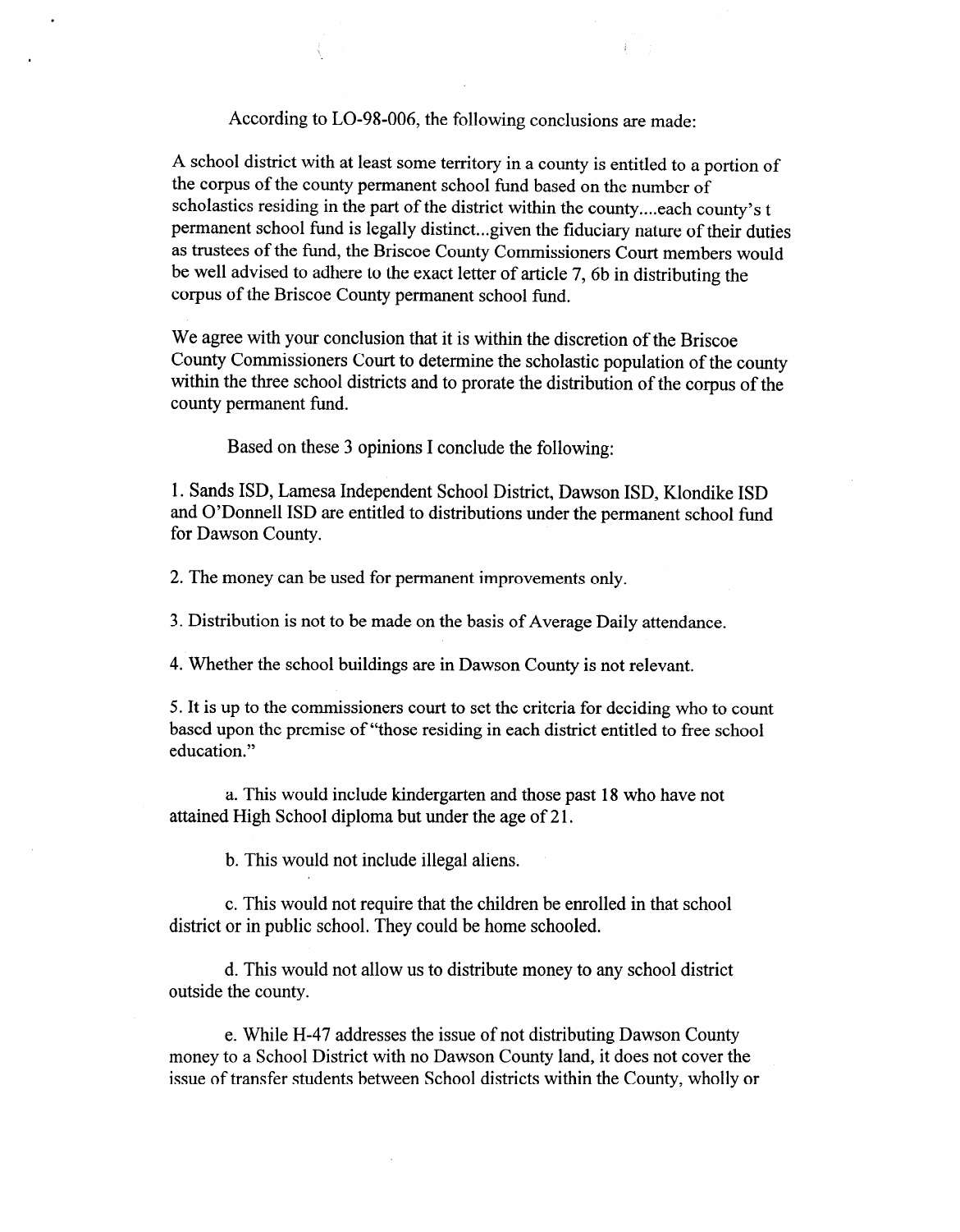According to LO-98-006, the following conclusions are made:

A school district with at least some territory in a county is entitled to a portion of the corpus of the county permanent school fund based on the number of scholastics residing in the part of the district within the county....each county's t permanent school fund is legally distinct...given the fiduciary nature of their duties as trustees of the fund, the Briscoe County Commissioners Court members would be well advised to adhere to the exact letter of article 7, 6b in distributing the corpus of the Briscoe County permanent school fund.

We agree with your conclusion that it is within the discretion of the Briscoe County Commissioners Court to determine the scholastic population of the county within the three school districts and to prorate the distribution of the corpus of the county permanent fund.

Based on these 3 opinions I conclude the following:

1. Sands ISD, Lamesa Independent School District, Dawson ISD, Klondike ISD and O'Donnell ISD are entitled to distributions under the permanent school fund for Dawson County.

2. The money can be used for permanent improvements only.

3. Distribution is not to be made on the basis of Average Daily attendance.

4. Whether the school buildings are in Dawson County is not relevant.

5. It is up to the commissioners court to set the criteria for deciding who to count based upon the premise of "those residing in each district entitled to free school education."

a. This would include kindergarten and those past 18 who have not attained High School diploma but under the age of 21.

b. This would not include illegal aliens.

c. This would not require that the children be enrolled in that school district or in public school. They could be home schooled.

d. This would not allow us to distribute money to any school district outside the county.

e. While H-47 addresses the issue of not distributing Dawson County money to a School District with no Dawson County land, it does not cover the issue of transfer students between School districts within the County, wholly or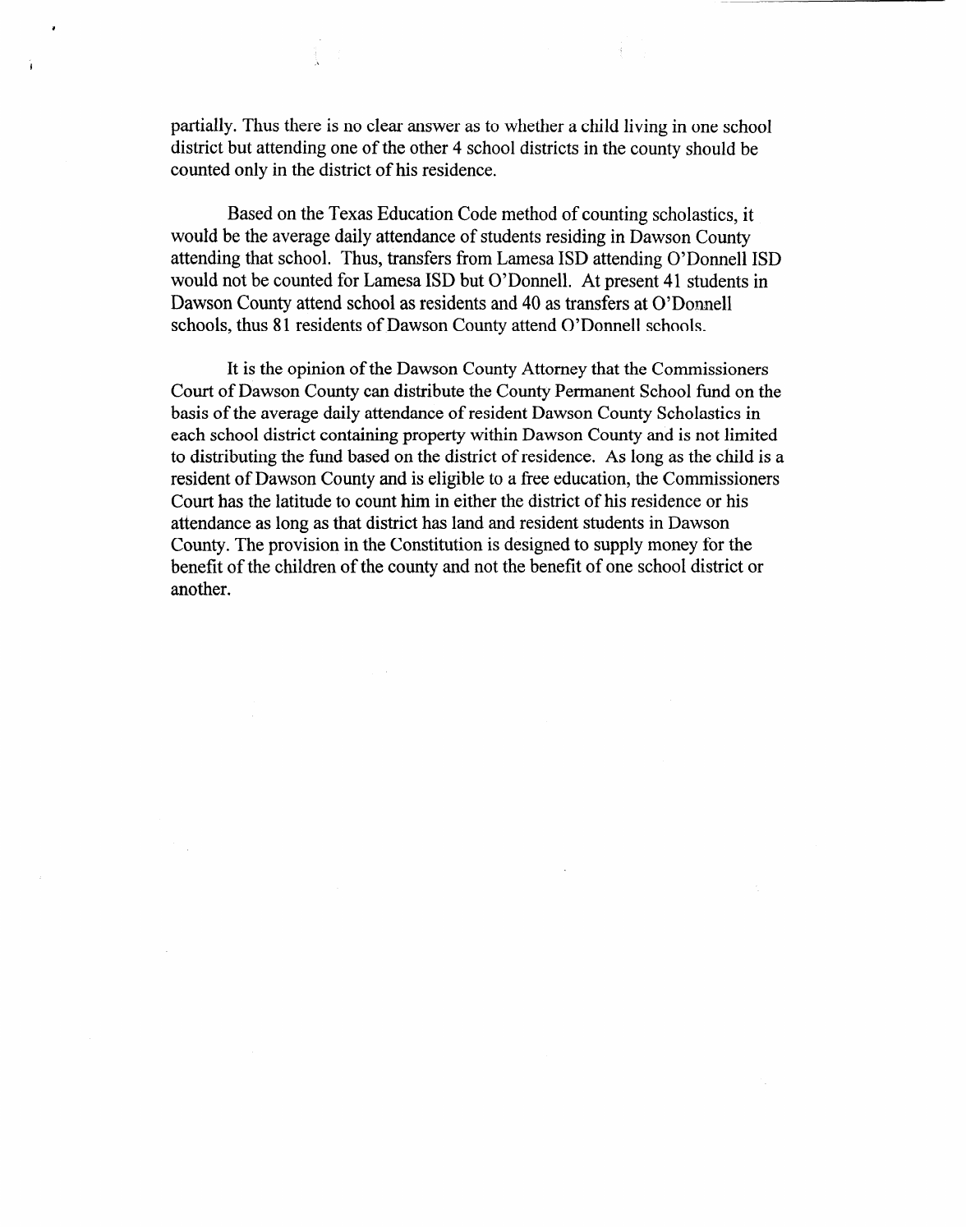partially. Thus there is no clear answer as to whether a child living in one school district but attending one of the other 4 school districts in the county should be counted only in the district of his residence.

Based on the Texas Education Code method of counting scholastics, it would be the average daily attendance of students residing in Dawson County attending that school. Thus, transfers from Lamesa ISD attending O'Donnell ISD would not be counted for Lamesa ISD but O'Donnell. At present 41 students in Dawson County attend school as residents and 40 as transfers at O'Donnell schools, thus 81 residents of Dawson County attend O'Donnell schools.

It is the opinion of the Dawson County Attorney that the Commissioners Court of Dawson County can distribute the County Permanent School fund on the basis of the average daily attendance of resident Dawson County Scholastics in each school district containing property within Dawson County and is not limited to distributing the fund based on the district of residence. As long as the child is a resident of Dawson County and is eligible to a free education, the Commissioners Court has the latitude to count him in either the district of his residence or his attendance as long as that district has land and resident students in Dawson County. The provision in the Constitution is designed to supply money for the benefit of the children of the county and not the benefit of one school district or another.